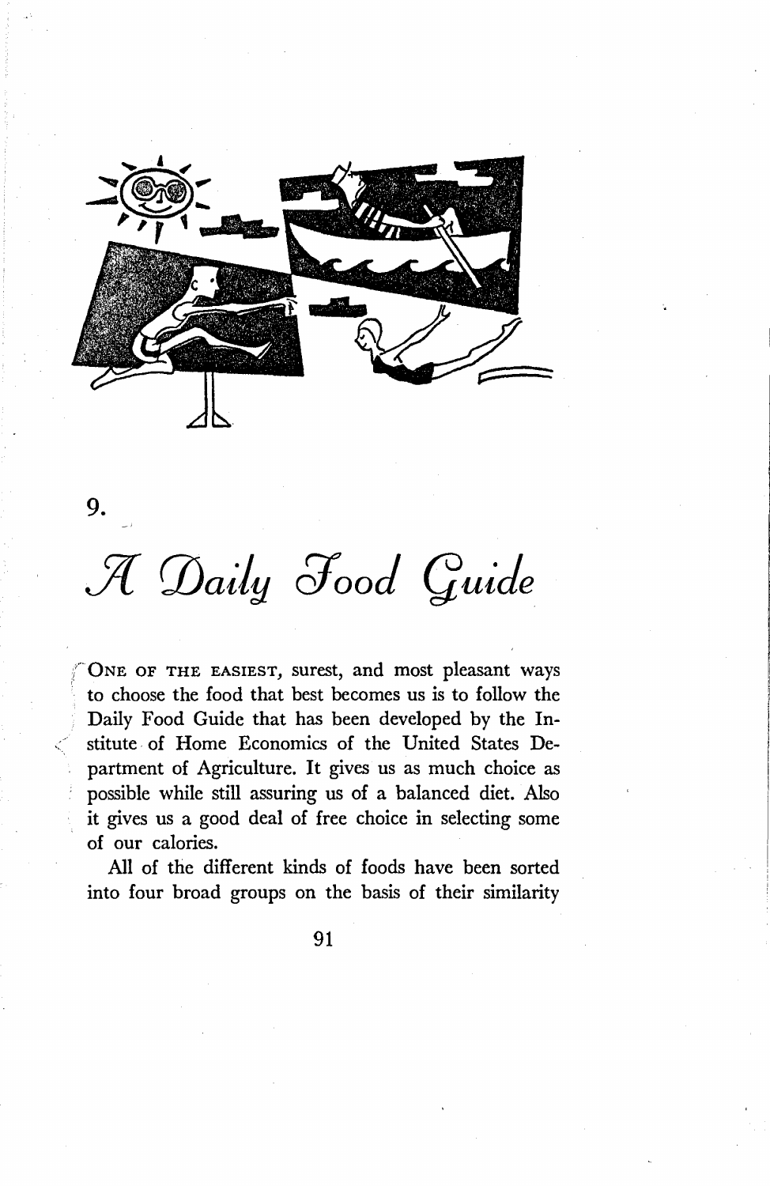# 9.

# *A Daily Food Guide*

ONE OF THE EASIEST, surest, and most pleasant ways to choose the food that best becomes us is to follow the Daily Food Guide that has been developed by the Institute of Home Economics of the United States Department of Agriculture. It gives us as much choice as possible while still assuring us of a balanced diet. Also it gives us a good deal of free choice in selecting some of our calories.

All of the different kinds of foods have been sorted into four broad groups on the basis of their similarity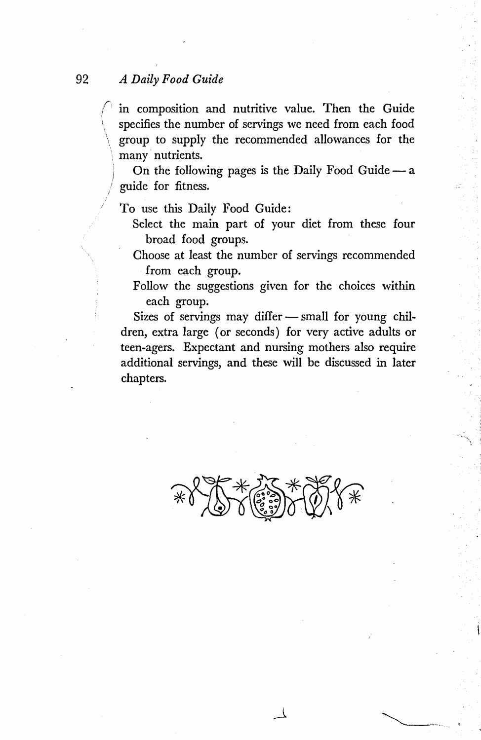in composition and nutritive value. Then the Guide specifies the number of servings we need from each food group to supply the recommended allowances for the many nutrients.

On the following pages is the Daily Food Guide — a guide for fitness.

To use this Daily Food Guide:

- Select the main part of your diet from these four broad food groups.
- Choose at least the number of servings recommended from each group.
- Follow the suggestions given for the choices within each group.

Sizes of servings may differ — small for young children, extra large (or seconds) for very active adults or teen-agers. Expectant and nursing mothers also require additional servings, and these will be discussed in later chapters.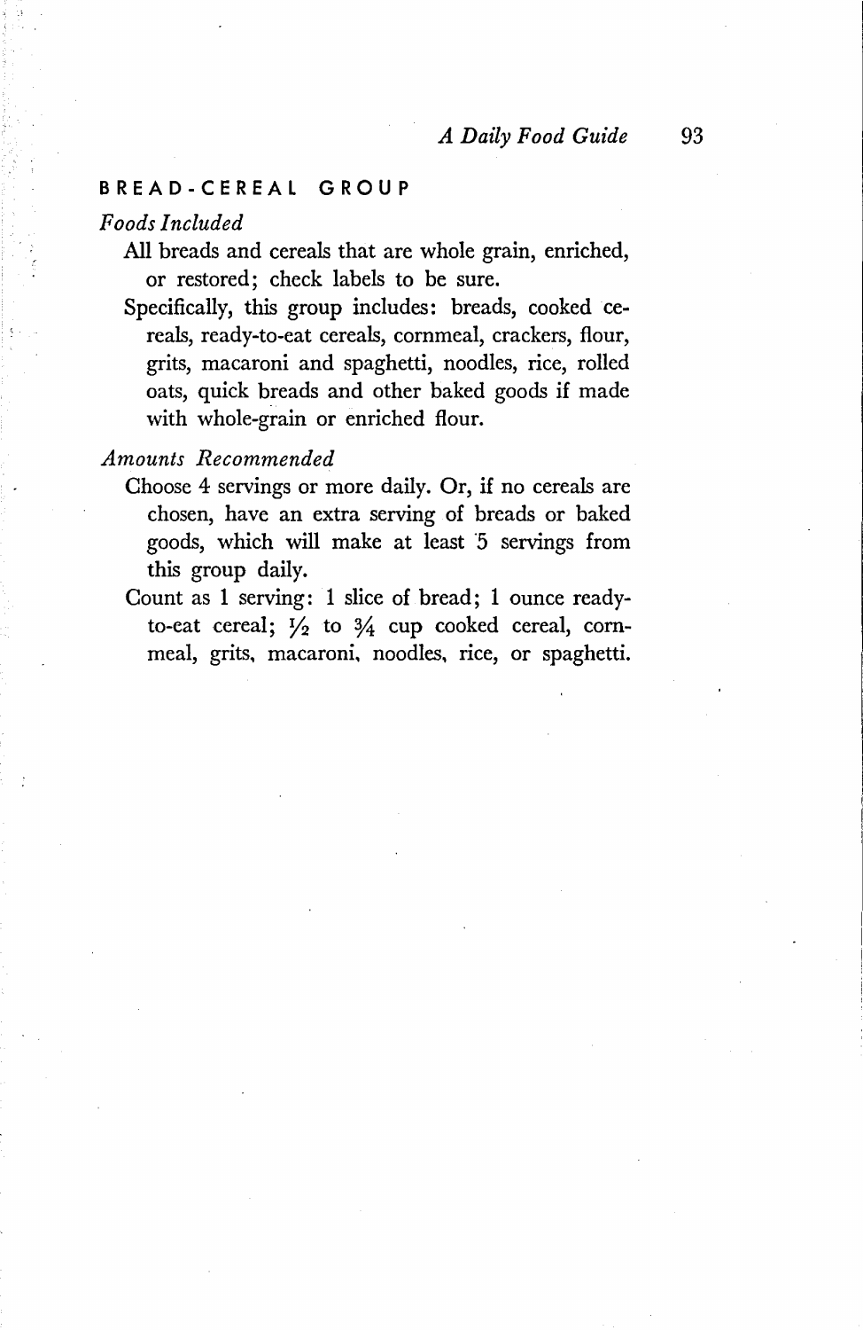## BREAD-CEREAL GROUP

*Foods Included*

All breads and cereals that are whole grain, enriched, or restored; check labels to be sure.

Specifically, this group includes: breads, cooked cereals, ready-to-eat cereals, cornmeal, crackers, flour, grits, macaroni and spaghetti, noodles, rice, rolled oats, quick breads and other baked goods if made with whole-grain or enriched flour.

*Amounts Recommended*

Choose 4 servings or more daily. Or, if no cereals are chosen, have an extra serving of breads or baked goods, which will make at least 5 servings from this group daily.

Count as 1 serving: 1 slice of bread; 1 ounce ready-to-eat cereal; ½ to ¾ cup cooked cereal, cornmeal, grits, macaroni, noodles, rice, or spaghetti.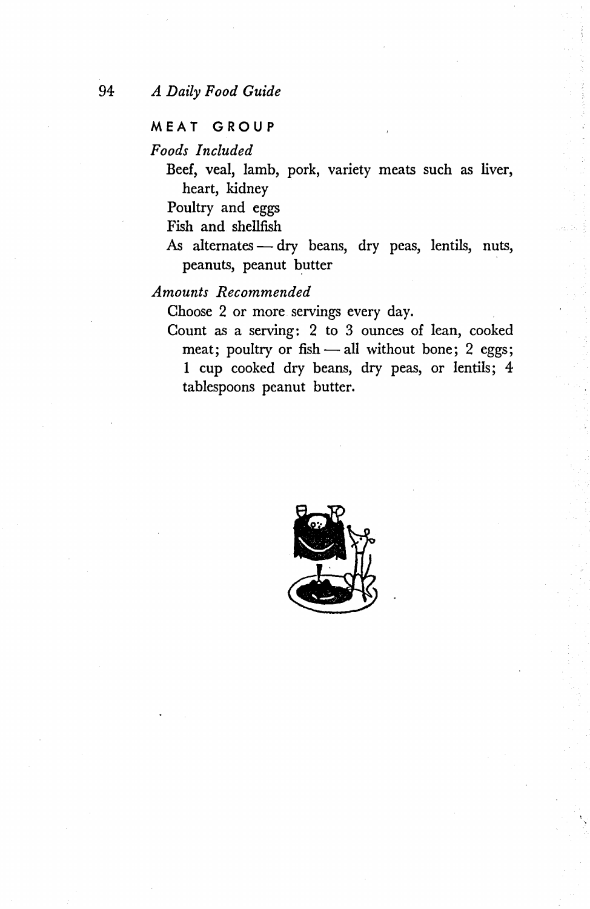## MEAT GROUP

*Foods Included*

Beef, veal, lamb, pork, variety meats such as liver, heart, kidney

Poultry and eggs

Fish and shellfish

As alternates — dry beans, dry peas, lentils, nuts, peanuts, peanut butter

*Amounts Recommended*

Choose 2 or more servings every day.

Count as a serving: 2 to 3 ounces of lean, cooked meat; poultry or fish — all without bone; 2 eggs; 1 cup cooked dry beans, dry peas, or lentils; 4 tablespoons peanut butter.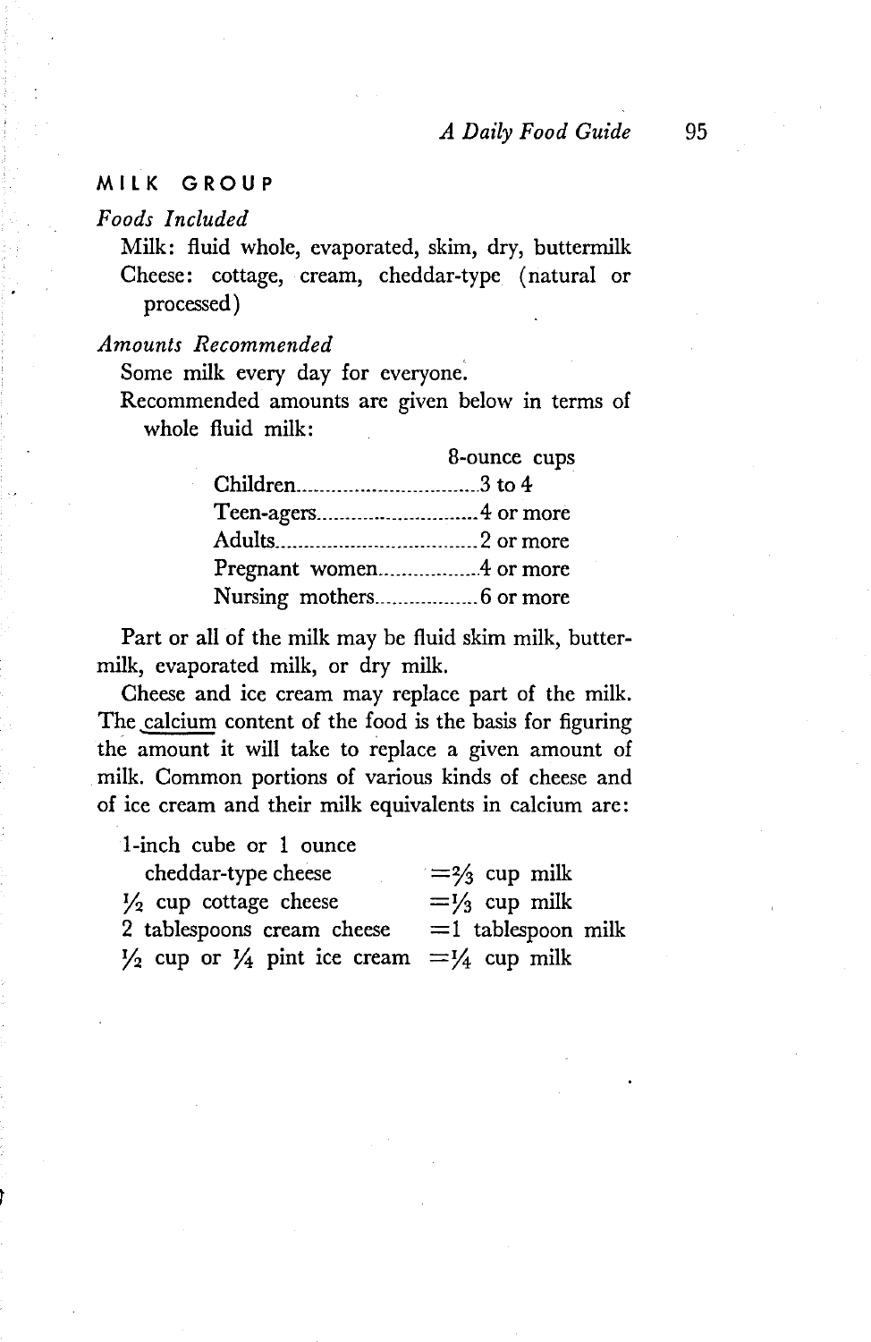## MILK GROUP

*Foods Included*

Milk: fluid whole, evaporated, skim, dry, buttermilk
Cheese: cottage, cream, cheddar-type (natural or processed)

*Amounts Recommended*

Some milk every day for everyone.

Recommended amounts are given below in terms of whole fluid milk:

| | 8-ounce cups |
|---|---|
| Children | 3 to 4 |
| Teen-agers | 4 or more |
| Adults | 2 or more |
| Pregnant women | 4 or more |
| Nursing mothers | 6 or more |

Part or all of the milk may be fluid skim milk, buttermilk, evaporated milk, or dry milk.

Cheese and ice cream may replace part of the milk. The calcium content of the food is the basis for figuring the amount it will take to replace a given amount of milk. Common portions of various kinds of cheese and of ice cream and their milk equivalents in calcium are:

| | |
|---|---|
| 1-inch cube or 1 ounce cheddar-type cheese | = 2/3 cup milk |
| 1/2 cup cottage cheese | = 1/3 cup milk |
| 2 tablespoons cream cheese | = 1 tablespoon milk |
| 1/2 cup or 1/4 pint ice cream | = 1/4 cup milk |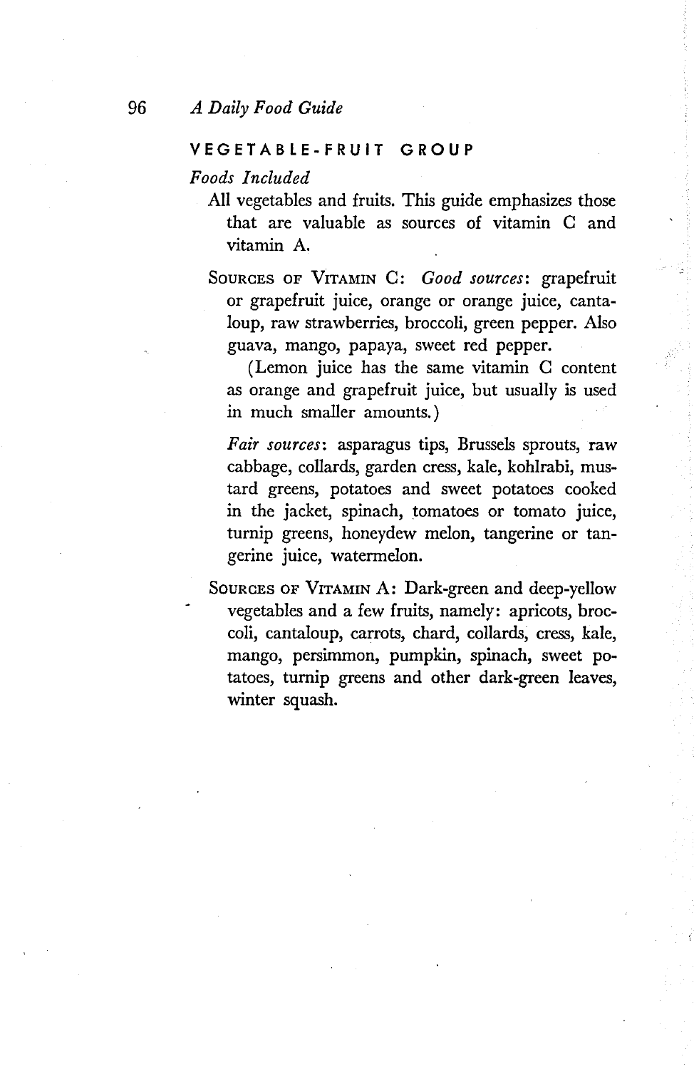## VEGETABLE-FRUIT GROUP

*Foods Included*

All vegetables and fruits. This guide emphasizes those that are valuable as sources of vitamin C and vitamin A.

SOURCES OF VITAMIN C: *Good sources*: grapefruit or grapefruit juice, orange or orange juice, cantaloup, raw strawberries, broccoli, green pepper. Also guava, mango, papaya, sweet red pepper.

(Lemon juice has the same vitamin C content as orange and grapefruit juice, but usually is used in much smaller amounts.)

*Fair sources*: asparagus tips, Brussels sprouts, raw cabbage, collards, garden cress, kale, kohlrabi, mustard greens, potatoes and sweet potatoes cooked in the jacket, spinach, tomatoes or tomato juice, turnip greens, honeydew melon, tangerine or tangerine juice, watermelon.

SOURCES OF VITAMIN A: Dark-green and deep-yellow vegetables and a few fruits, namely: apricots, broccoli, cantaloup, carrots, chard, collards, cress, kale, mango, persimmon, pumpkin, spinach, sweet potatoes, turnip greens and other dark-green leaves, winter squash.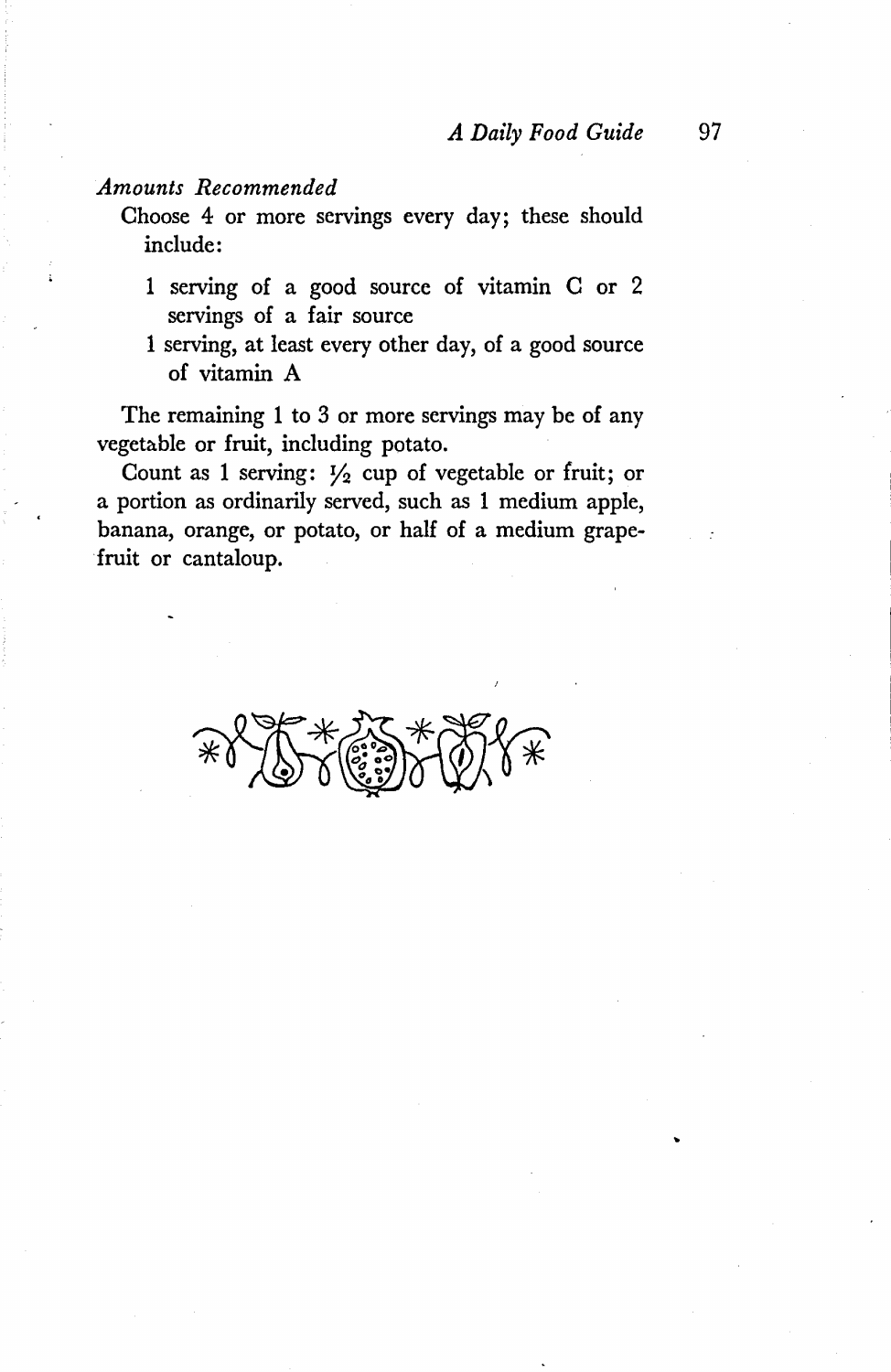*Amounts Recommended*

Choose 4 or more servings every day; these should include:

- 1 serving of a good source of vitamin C or 2 servings of a fair source
- 1 serving, at least every other day, of a good source of vitamin A

The remaining 1 to 3 or more servings may be of any vegetable or fruit, including potato.

Count as 1 serving: ½ cup of vegetable or fruit; or a portion as ordinarily served, such as 1 medium apple, banana, orange, or potato, or half of a medium grapefruit or cantaloup.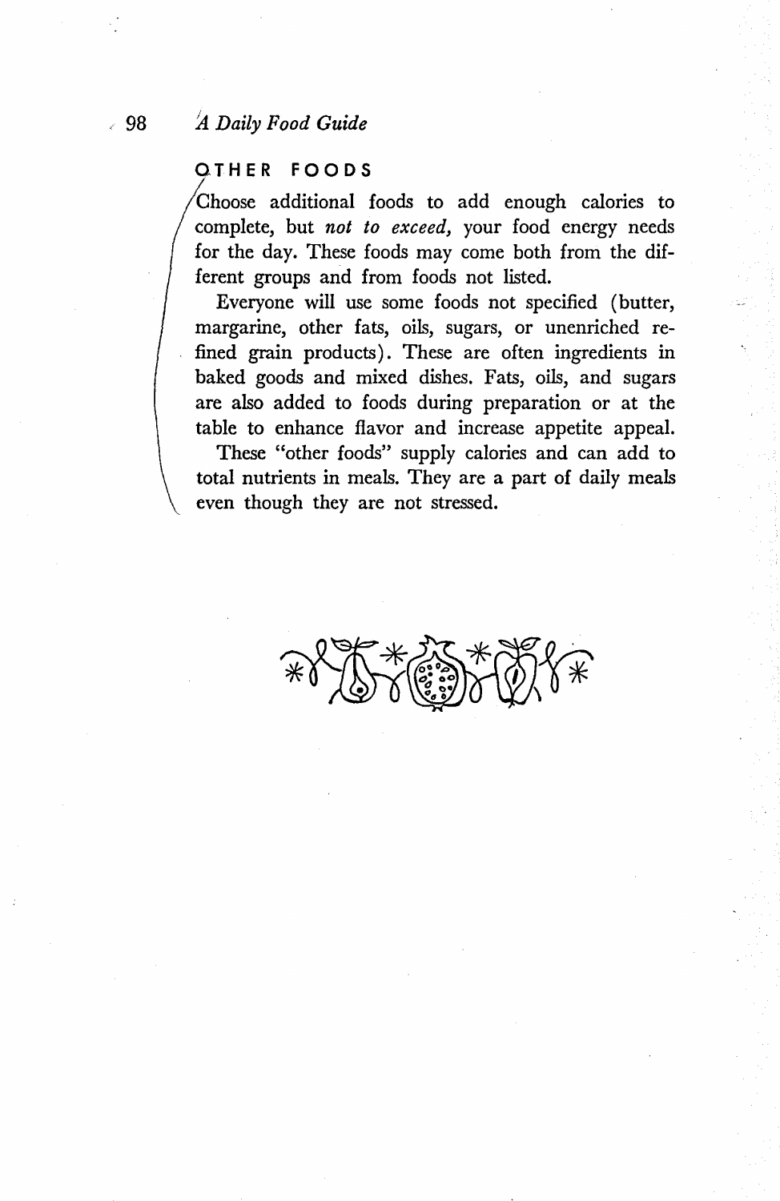## OTHER FOODS

Choose additional foods to add enough calories to complete, but *not to exceed,* your food energy needs for the day. These foods may come both from the different groups and from foods not listed.

Everyone will use some foods not specified (butter, margarine, other fats, oils, sugars, or unenriched refined grain products). These are often ingredients in baked goods and mixed dishes. Fats, oils, and sugars are also added to foods during preparation or at the table to enhance flavor and increase appetite appeal.

These "other foods" supply calories and can add to total nutrients in meals. They are a part of daily meals even though they are not stressed.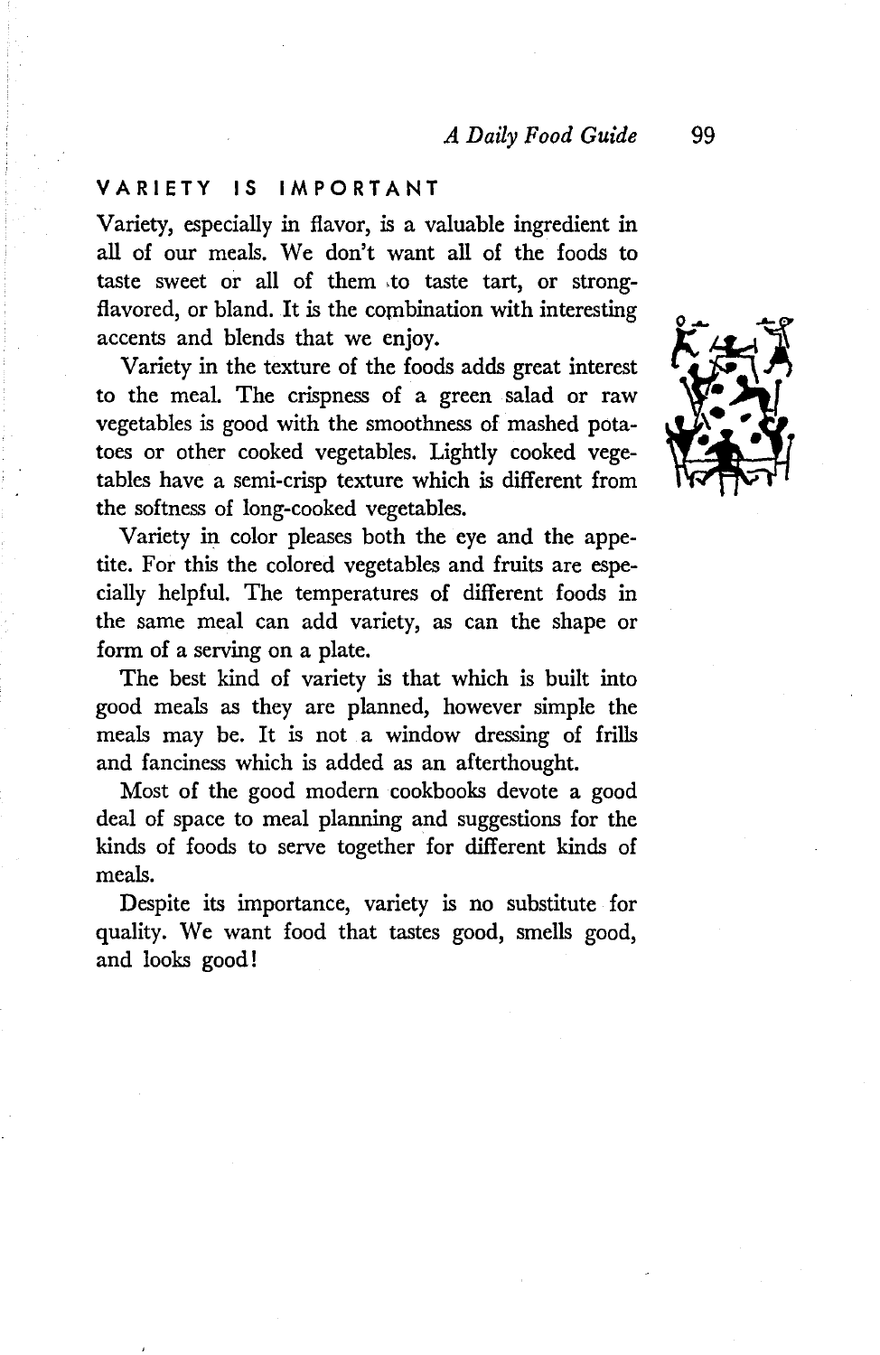## VARIETY IS IMPORTANT

Variety, especially in flavor, is a valuable ingredient in all of our meals. We don't want all of the foods to taste sweet or all of them to taste tart, or strong-flavored, or bland. It is the combination with interesting accents and blends that we enjoy.

Variety in the texture of the foods adds great interest to the meal. The crispness of a green salad or raw vegetables is good with the smoothness of mashed potatoes or other cooked vegetables. Lightly cooked vegetables have a semi-crisp texture which is different from the softness of long-cooked vegetables.

Variety in color pleases both the eye and the appetite. For this the colored vegetables and fruits are especially helpful. The temperatures of different foods in the same meal can add variety, as can the shape or form of a serving on a plate.

The best kind of variety is that which is built into good meals as they are planned, however simple the meals may be. It is not a window dressing of frills and fanciness which is added as an afterthought.

Most of the good modern cookbooks devote a good deal of space to meal planning and suggestions for the kinds of foods to serve together for different kinds of meals.

Despite its importance, variety is no substitute for quality. We want food that tastes good, smells good, and looks good!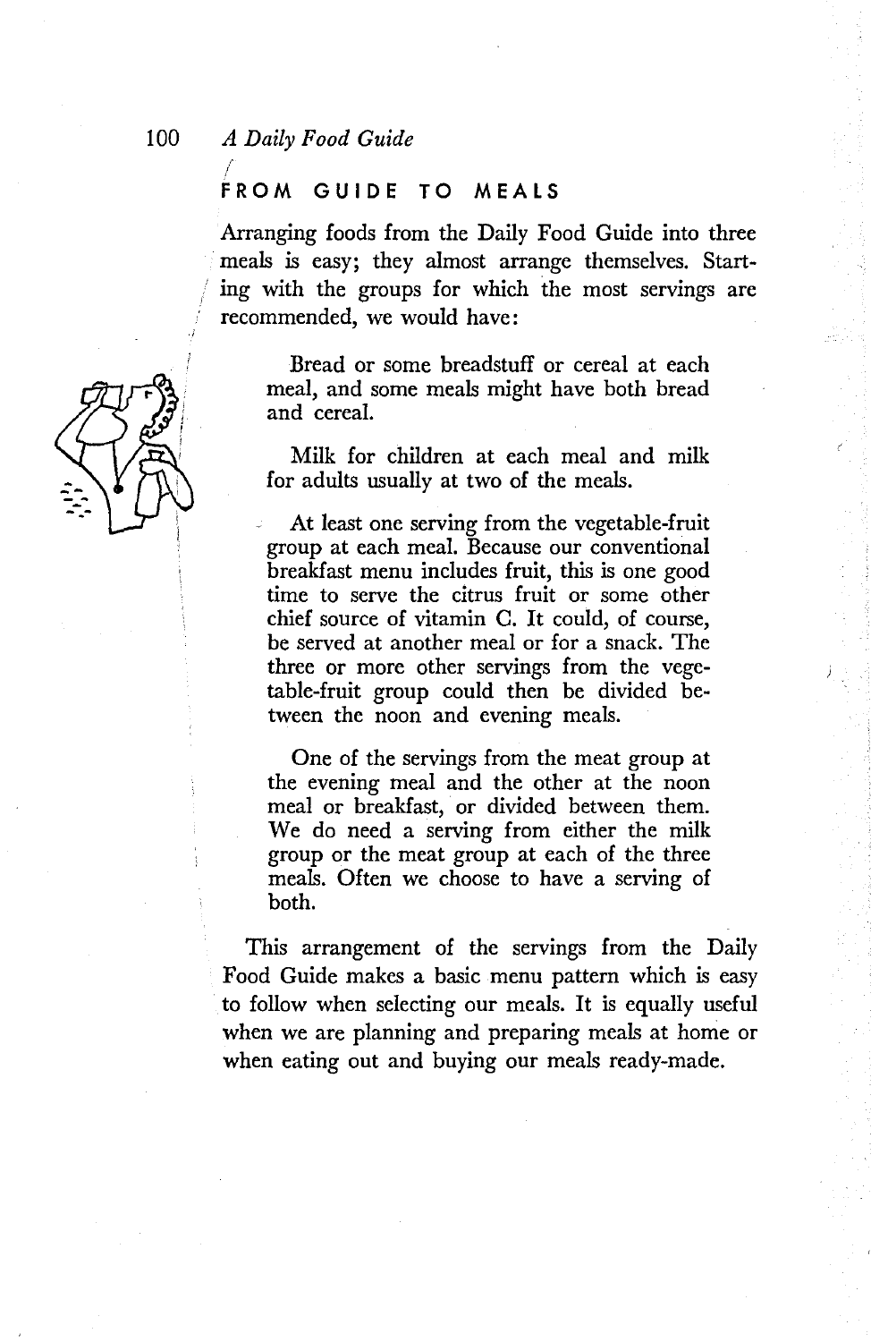## FROM GUIDE TO MEALS

Arranging foods from the Daily Food Guide into three meals is easy; they almost arrange themselves. Starting with the groups for which the most servings are recommended, we would have:

> Bread or some breadstuff or cereal at each meal, and some meals might have both bread and cereal.
>
> Milk for children at each meal and milk for adults usually at two of the meals.
>
> At least one serving from the vegetable-fruit group at each meal. Because our conventional breakfast menu includes fruit, this is one good time to serve the citrus fruit or some other chief source of vitamin C. It could, of course, be served at another meal or for a snack. The three or more other servings from the vegetable-fruit group could then be divided between the noon and evening meals.
>
> One of the servings from the meat group at the evening meal and the other at the noon meal or breakfast, or divided between them. We do need a serving from either the milk group or the meat group at each of the three meals. Often we choose to have a serving of both.

This arrangement of the servings from the Daily Food Guide makes a basic menu pattern which is easy to follow when selecting our meals. It is equally useful when we are planning and preparing meals at home or when eating out and buying our meals ready-made.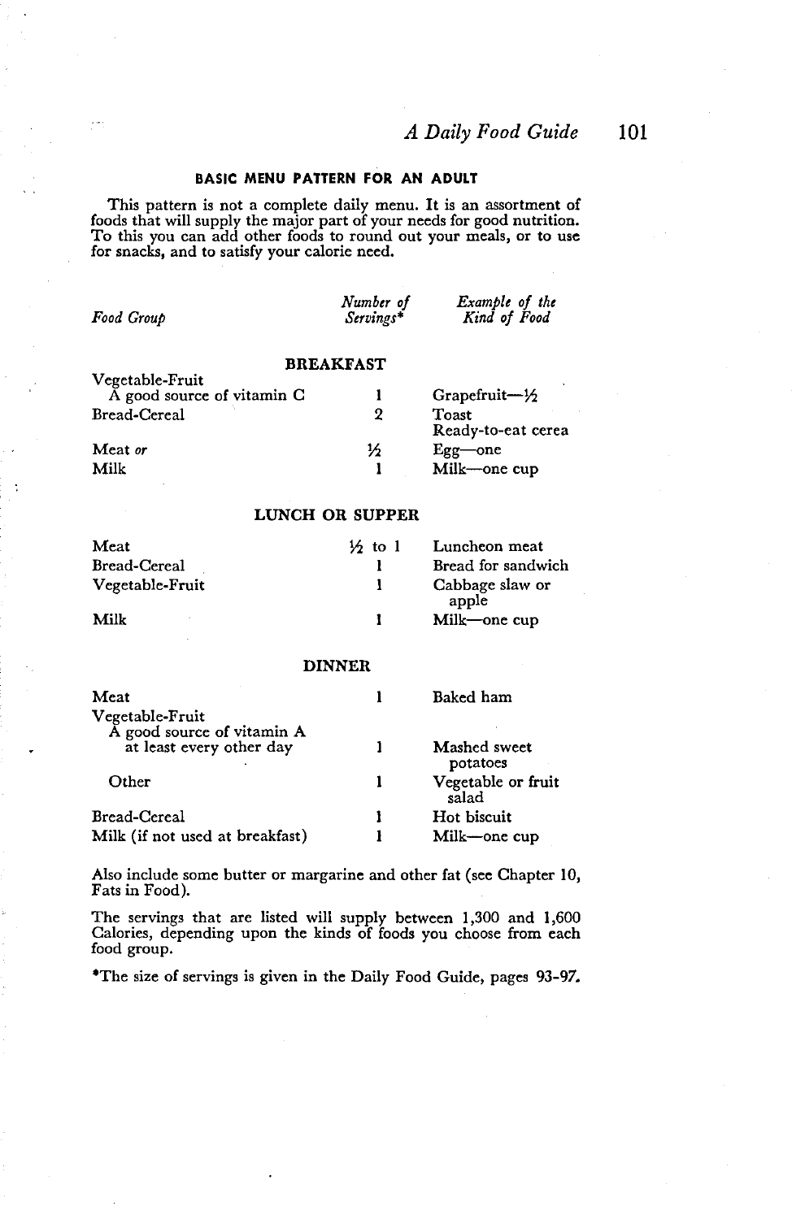## BASIC MENU PATTERN FOR AN ADULT

This pattern is not a complete daily menu. It is an assortment of foods that will supply the major part of your needs for good nutrition. To this you can add other foods to round out your meals, or to use for snacks, and to satisfy your calorie need.

| *Food Group* | *Number of Servings\** | *Example of the Kind of Food* |
|---|---|---|
| **BREAKFAST** | | |
| Vegetable-Fruit<br>A good source of vitamin C | 1 | Grapefruit—½ |
| Bread-Cereal | 2 | Toast<br>Ready-to-eat cerea |
| Meat *or* | ½ | Egg—one |
| Milk | 1 | Milk—one cup |
| **LUNCH OR SUPPER** | | |
| Meat | ½ to 1 | Luncheon meat |
| Bread-Cereal | 1 | Bread for sandwich |
| Vegetable-Fruit | 1 | Cabbage slaw or apple |
| Milk | 1 | Milk—one cup |
| **DINNER** | | |
| Meat | 1 | Baked ham |
| Vegetable-Fruit<br>A good source of vitamin A at least every other day | 1 | Mashed sweet potatoes |
| Other | 1 | Vegetable or fruit salad |
| Bread-Cereal | 1 | Hot biscuit |
| Milk (if not used at breakfast) | 1 | Milk—one cup |

Also include some butter or margarine and other fat (see Chapter 10, Fats in Food).

The servings that are listed will supply between 1,300 and 1,600 Calories, depending upon the kinds of foods you choose from each food group.

\*The size of servings is given in the Daily Food Guide, pages 93-97.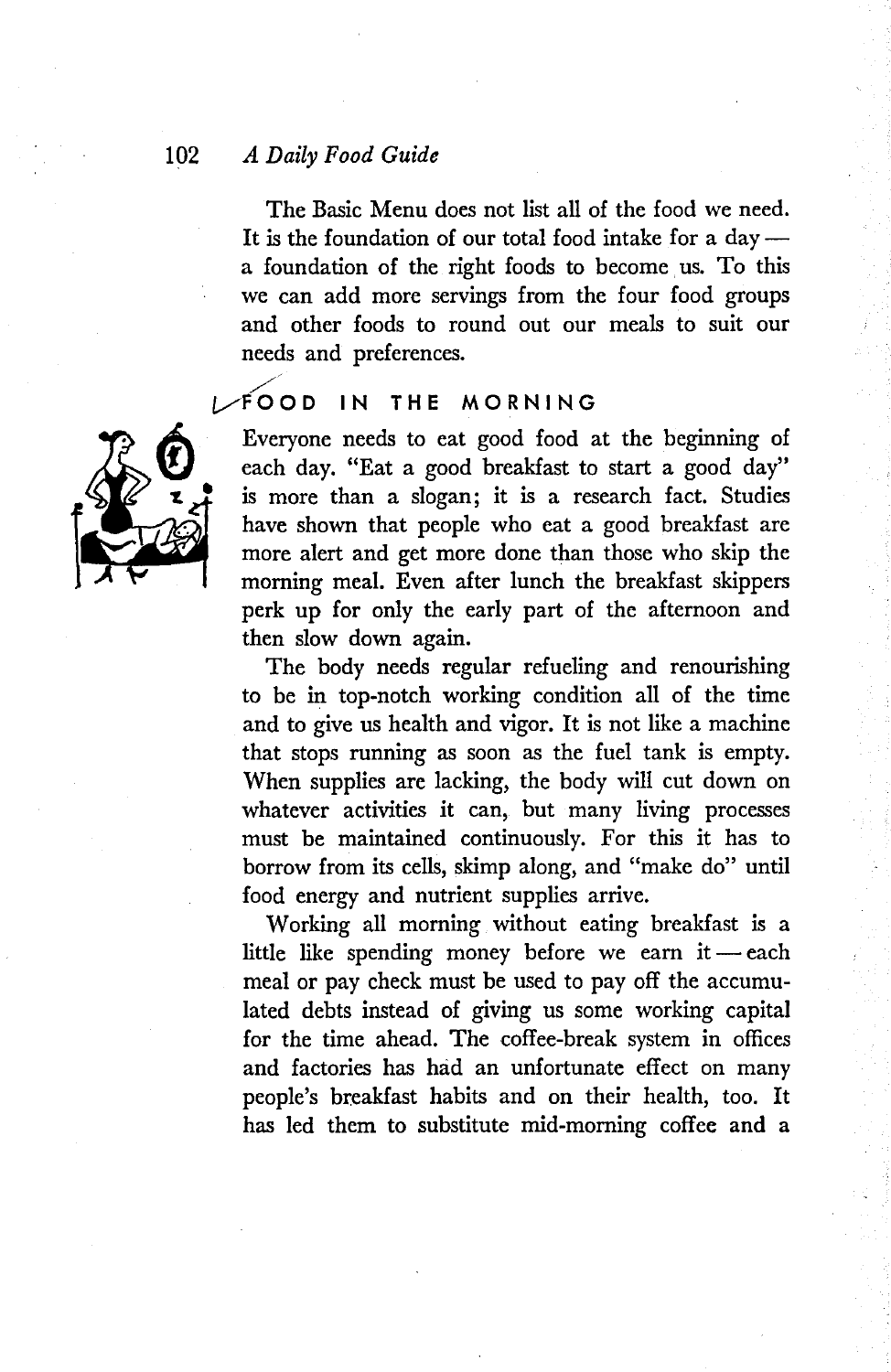The Basic Menu does not list all of the food we need. It is the foundation of our total food intake for a day — a foundation of the right foods to become us. To this we can add more servings from the four food groups and other foods to round out our meals to suit our needs and preferences.

## FOOD IN THE MORNING

Everyone needs to eat good food at the beginning of each day. "Eat a good breakfast to start a good day" is more than a slogan; it is a research fact. Studies have shown that people who eat a good breakfast are more alert and get more done than those who skip the morning meal. Even after lunch the breakfast skippers perk up for only the early part of the afternoon and then slow down again.

The body needs regular refueling and renourishing to be in top-notch working condition all of the time and to give us health and vigor. It is not like a machine that stops running as soon as the fuel tank is empty. When supplies are lacking, the body will cut down on whatever activities it can, but many living processes must be maintained continuously. For this it has to borrow from its cells, skimp along, and "make do" until food energy and nutrient supplies arrive.

Working all morning without eating breakfast is a little like spending money before we earn it — each meal or pay check must be used to pay off the accumulated debts instead of giving us some working capital for the time ahead. The coffee-break system in offices and factories has had an unfortunate effect on many people's breakfast habits and on their health, too. It has led them to substitute mid-morning coffee and a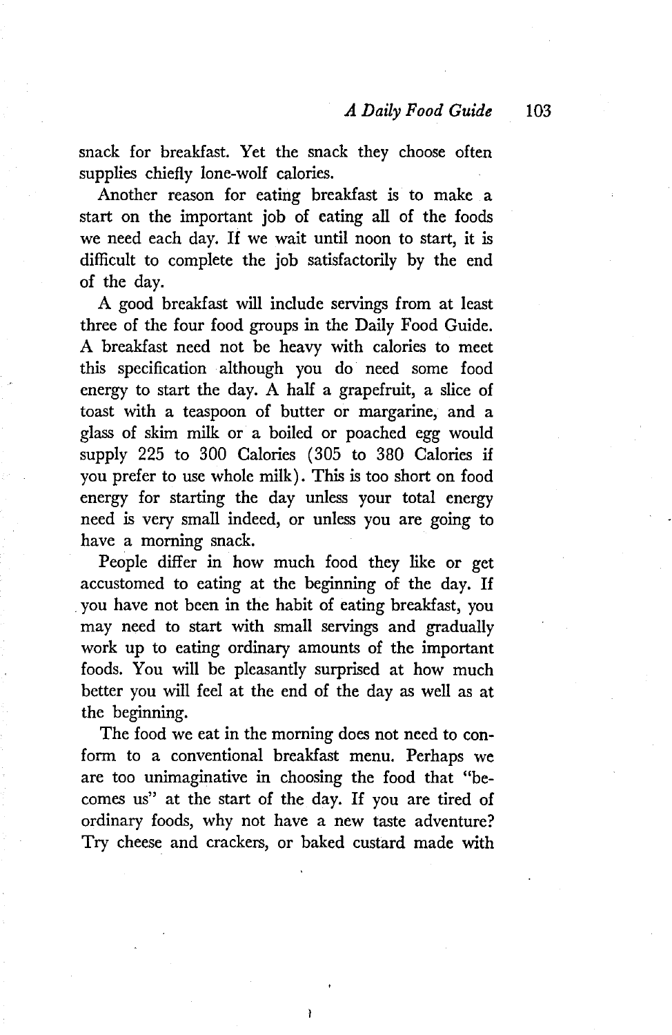snack for breakfast. Yet the snack they choose often supplies chiefly lone-wolf calories.

Another reason for eating breakfast is to make a start on the important job of eating all of the foods we need each day. If we wait until noon to start, it is difficult to complete the job satisfactorily by the end of the day.

A good breakfast will include servings from at least three of the four food groups in the Daily Food Guide. A breakfast need not be heavy with calories to meet this specification although you do need some food energy to start the day. A half a grapefruit, a slice of toast with a teaspoon of butter or margarine, and a glass of skim milk or a boiled or poached egg would supply 225 to 300 Calories (305 to 380 Calories if you prefer to use whole milk). This is too short on food energy for starting the day unless your total energy need is very small indeed, or unless you are going to have a morning snack.

People differ in how much food they like or get accustomed to eating at the beginning of the day. If you have not been in the habit of eating breakfast, you may need to start with small servings and gradually work up to eating ordinary amounts of the important foods. You will be pleasantly surprised at how much better you will feel at the end of the day as well as at the beginning.

The food we eat in the morning does not need to conform to a conventional breakfast menu. Perhaps we are too unimaginative in choosing the food that "becomes us" at the start of the day. If you are tired of ordinary foods, why not have a new taste adventure? Try cheese and crackers, or baked custard made with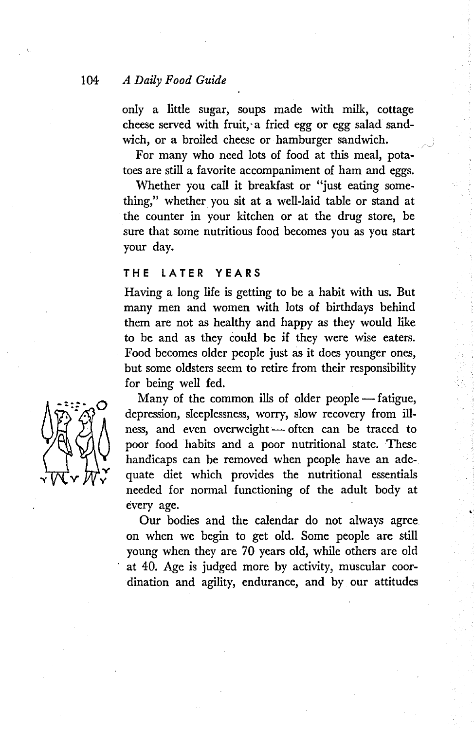only a little sugar, soups made with milk, cottage cheese served with fruit, a fried egg or egg salad sandwich, or a broiled cheese or hamburger sandwich.

For many who need lots of food at this meal, potatoes are still a favorite accompaniment of ham and eggs.

Whether you call it breakfast or "just eating something," whether you sit at a well-laid table or stand at the counter in your kitchen or at the drug store, be sure that some nutritious food becomes you as you start your day.

## THE LATER YEARS

Having a long life is getting to be a habit with us. But many men and women with lots of birthdays behind them are not as healthy and happy as they would like to be and as they could be if they were wise eaters. Food becomes older people just as it does younger ones, but some oldsters seem to retire from their responsibility for being well fed.

Many of the common ills of older people — fatigue, depression, sleeplessness, worry, slow recovery from illness, and even overweight — often can be traced to poor food habits and a poor nutritional state. These handicaps can be removed when people have an adequate diet which provides the nutritional essentials needed for normal functioning of the adult body at every age.

Our bodies and the calendar do not always agree on when we begin to get old. Some people are still young when they are 70 years old, while others are old at 40. Age is judged more by activity, muscular coordination and agility, endurance, and by our attitudes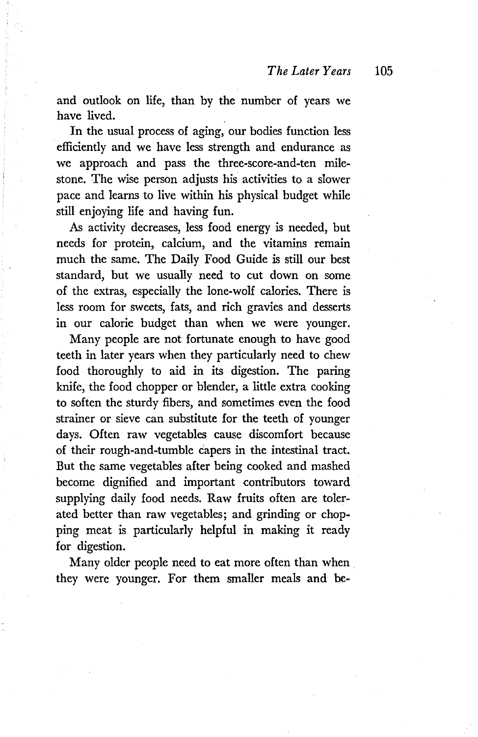and outlook on life, than by the number of years we have lived.

In the usual process of aging, our bodies function less efficiently and we have less strength and endurance as we approach and pass the three-score-and-ten milestone. The wise person adjusts his activities to a slower pace and learns to live within his physical budget while still enjoying life and having fun.

As activity decreases, less food energy is needed, but needs for protein, calcium, and the vitamins remain much the same. The Daily Food Guide is still our best standard, but we usually need to cut down on some of the extras, especially the lone-wolf calories. There is less room for sweets, fats, and rich gravies and desserts in our calorie budget than when we were younger.

Many people are not fortunate enough to have good teeth in later years when they particularly need to chew food thoroughly to aid in its digestion. The paring knife, the food chopper or blender, a little extra cooking to soften the sturdy fibers, and sometimes even the food strainer or sieve can substitute for the teeth of younger days. Often raw vegetables cause discomfort because of their rough-and-tumble capers in the intestinal tract. But the same vegetables after being cooked and mashed become dignified and important contributors toward supplying daily food needs. Raw fruits often are tolerated better than raw vegetables; and grinding or chopping meat is particularly helpful in making it ready for digestion.

Many older people need to eat more often than when they were younger. For them smaller meals and be-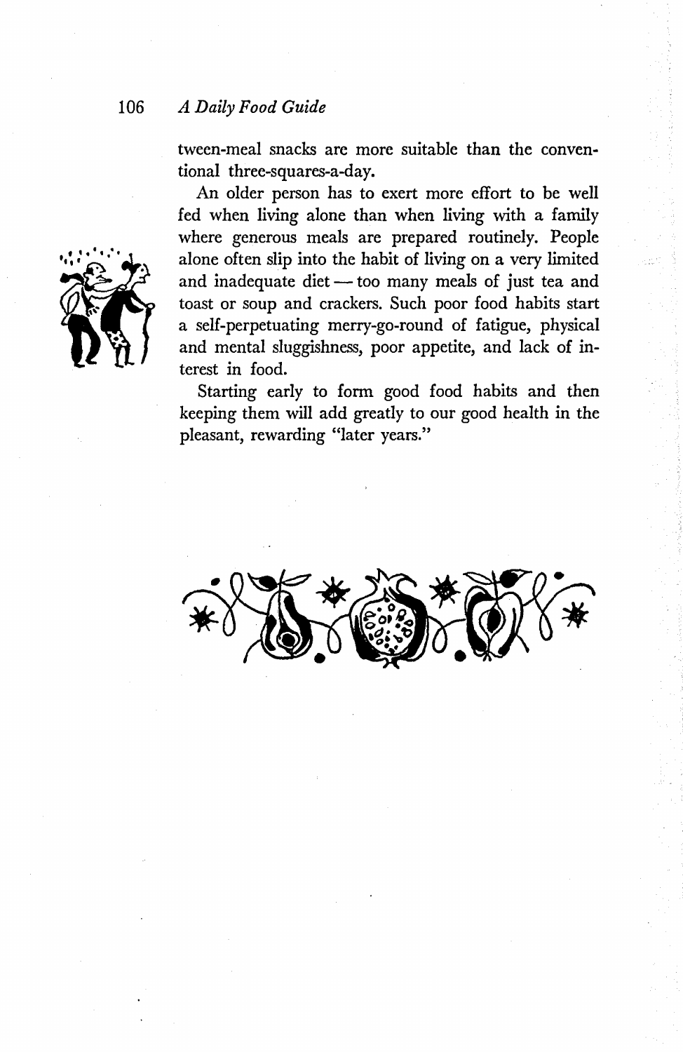tween-meal snacks are more suitable than the conventional three-squares-a-day.

An older person has to exert more effort to be well fed when living alone than when living with a family where generous meals are prepared routinely. People alone often slip into the habit of living on a very limited and inadequate diet — too many meals of just tea and toast or soup and crackers. Such poor food habits start a self-perpetuating merry-go-round of fatigue, physical and mental sluggishness, poor appetite, and lack of interest in food.

Starting early to form good food habits and then keeping them will add greatly to our good health in the pleasant, rewarding "later years."